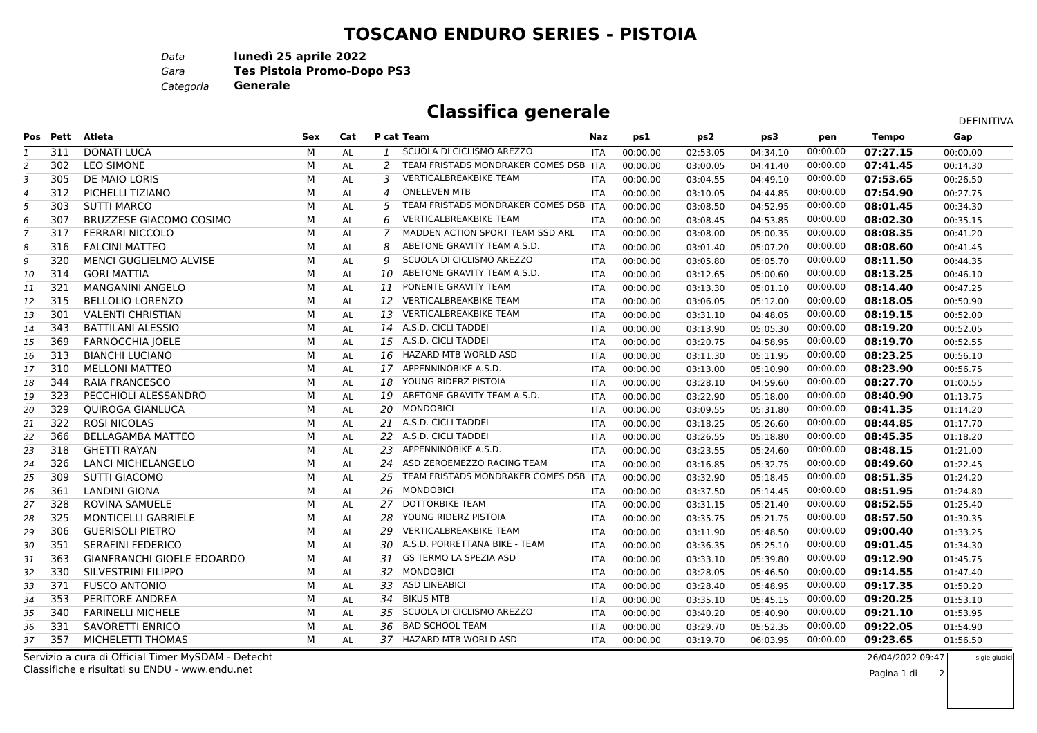# TOSCANO ENDURO SERIES - PISTOIA

*Data* **lunedì 25 aprile 2022**
*Gara* **Tes Pistoia Promo-Dopo PS3**
*Categoria* **Generale**

## Classifica generale

DEFINITIVA

| Pos | Pett | Atleta | Sex | Cat | P cat | Team | Naz | ps1 | ps2 | ps3 | pen | Tempo | Gap |
|---|---|---|---|---|---|---|---|---|---|---|---|---|---|
| *1* | 311 | DONATI LUCA | M | AL | *1* | SCUOLA DI CICLISMO AREZZO | ITA | 00:00.00 | 02:53.05 | 04:34.10 | 00:00.00 | **07:27.15** | 00:00.00 |
| *2* | 302 | LEO SIMONE | M | AL | *2* | TEAM FRISTADS MONDRAKER COMES DSB | ITA | 00:00.00 | 03:00.05 | 04:41.40 | 00:00.00 | **07:41.45** | 00:14.30 |
| *3* | 305 | DE MAIO LORIS | M | AL | *3* | VERTICALBREAKBIKE TEAM | ITA | 00:00.00 | 03:04.55 | 04:49.10 | 00:00.00 | **07:53.65** | 00:26.50 |
| *4* | 312 | PICHELLI TIZIANO | M | AL | *4* | ONELEVEN MTB | ITA | 00:00.00 | 03:10.05 | 04:44.85 | 00:00.00 | **07:54.90** | 00:27.75 |
| *5* | 303 | SUTTI MARCO | M | AL | *5* | TEAM FRISTADS MONDRAKER COMES DSB | ITA | 00:00.00 | 03:08.50 | 04:52.95 | 00:00.00 | **08:01.45** | 00:34.30 |
| *6* | 307 | BRUZZESE GIACOMO COSIMO | M | AL | *6* | VERTICALBREAKBIKE TEAM | ITA | 00:00.00 | 03:08.45 | 04:53.85 | 00:00.00 | **08:02.30** | 00:35.15 |
| *7* | 317 | FERRARI NICCOLO | M | AL | *7* | MADDEN ACTION SPORT TEAM SSD ARL | ITA | 00:00.00 | 03:08.00 | 05:00.35 | 00:00.00 | **08:08.35** | 00:41.20 |
| *8* | 316 | FALCINI MATTEO | M | AL | *8* | ABETONE GRAVITY TEAM A.S.D. | ITA | 00:00.00 | 03:01.40 | 05:07.20 | 00:00.00 | **08:08.60** | 00:41.45 |
| *9* | 320 | MENCI GUGLIELMO ALVISE | M | AL | *9* | SCUOLA DI CICLISMO AREZZO | ITA | 00:00.00 | 03:05.80 | 05:05.70 | 00:00.00 | **08:11.50** | 00:44.35 |
| *10* | 314 | GORI MATTIA | M | AL | *10* | ABETONE GRAVITY TEAM A.S.D. | ITA | 00:00.00 | 03:12.65 | 05:00.60 | 00:00.00 | **08:13.25** | 00:46.10 |
| *11* | 321 | MANGANINI ANGELO | M | AL | *11* | PONENTE GRAVITY TEAM | ITA | 00:00.00 | 03:13.30 | 05:01.10 | 00:00.00 | **08:14.40** | 00:47.25 |
| *12* | 315 | BELLOLIO LORENZO | M | AL | *12* | VERTICALBREAKBIKE TEAM | ITA | 00:00.00 | 03:06.05 | 05:12.00 | 00:00.00 | **08:18.05** | 00:50.90 |
| *13* | 301 | VALENTI CHRISTIAN | M | AL | *13* | VERTICALBREAKBIKE TEAM | ITA | 00:00.00 | 03:31.10 | 04:48.05 | 00:00.00 | **08:19.15** | 00:52.00 |
| *14* | 343 | BATTILANI ALESSIO | M | AL | *14* | A.S.D. CICLI TADDEI | ITA | 00:00.00 | 03:13.90 | 05:05.30 | 00:00.00 | **08:19.20** | 00:52.05 |
| *15* | 369 | FARNOCCHIA JOELE | M | AL | *15* | A.S.D. CICLI TADDEI | ITA | 00:00.00 | 03:20.75 | 04:58.95 | 00:00.00 | **08:19.70** | 00:52.55 |
| *16* | 313 | BIANCHI LUCIANO | M | AL | *16* | HAZARD MTB WORLD ASD | ITA | 00:00.00 | 03:11.30 | 05:11.95 | 00:00.00 | **08:23.25** | 00:56.10 |
| *17* | 310 | MELLONI MATTEO | M | AL | *17* | APPENNINOBIKE A.S.D. | ITA | 00:00.00 | 03:13.00 | 05:10.90 | 00:00.00 | **08:23.90** | 00:56.75 |
| *18* | 344 | RAIA FRANCESCO | M | AL | *18* | YOUNG RIDERZ PISTOIA | ITA | 00:00.00 | 03:28.10 | 04:59.60 | 00:00.00 | **08:27.70** | 01:00.55 |
| *19* | 323 | PECCHIOLI ALESSANDRO | M | AL | *19* | ABETONE GRAVITY TEAM A.S.D. | ITA | 00:00.00 | 03:22.90 | 05:18.00 | 00:00.00 | **08:40.90** | 01:13.75 |
| *20* | 329 | QUIROGA GIANLUCA | M | AL | *20* | MONDOBICI | ITA | 00:00.00 | 03:09.55 | 05:31.80 | 00:00.00 | **08:41.35** | 01:14.20 |
| *21* | 322 | ROSI NICOLAS | M | AL | *21* | A.S.D. CICLI TADDEI | ITA | 00:00.00 | 03:18.25 | 05:26.60 | 00:00.00 | **08:44.85** | 01:17.70 |
| *22* | 366 | BELLAGAMBA MATTEO | M | AL | *22* | A.S.D. CICLI TADDEI | ITA | 00:00.00 | 03:26.55 | 05:18.80 | 00:00.00 | **08:45.35** | 01:18.20 |
| *23* | 318 | GHETTI RAYAN | M | AL | *23* | APPENNINOBIKE A.S.D. | ITA | 00:00.00 | 03:23.55 | 05:24.60 | 00:00.00 | **08:48.15** | 01:21.00 |
| *24* | 326 | LANCI MICHELANGELO | M | AL | *24* | ASD ZEROEMEZZO RACING TEAM | ITA | 00:00.00 | 03:16.85 | 05:32.75 | 00:00.00 | **08:49.60** | 01:22.45 |
| *25* | 309 | SUTTI GIACOMO | M | AL | *25* | TEAM FRISTADS MONDRAKER COMES DSB | ITA | 00:00.00 | 03:32.90 | 05:18.45 | 00:00.00 | **08:51.35** | 01:24.20 |
| *26* | 361 | LANDINI GIONA | M | AL | *26* | MONDOBICI | ITA | 00:00.00 | 03:37.50 | 05:14.45 | 00:00.00 | **08:51.95** | 01:24.80 |
| *27* | 328 | ROVINA SAMUELE | M | AL | *27* | DOTTORBIKE TEAM | ITA | 00:00.00 | 03:31.15 | 05:21.40 | 00:00.00 | **08:52.55** | 01:25.40 |
| *28* | 325 | MONTICELLI GABRIELE | M | AL | *28* | YOUNG RIDERZ PISTOIA | ITA | 00:00.00 | 03:35.75 | 05:21.75 | 00:00.00 | **08:57.50** | 01:30.35 |
| *29* | 306 | GUERISOLI PIETRO | M | AL | *29* | VERTICALBREAKBIKE TEAM | ITA | 00:00.00 | 03:11.90 | 05:48.50 | 00:00.00 | **09:00.40** | 01:33.25 |
| *30* | 351 | SERAFINI FEDERICO | M | AL | *30* | A.S.D. PORRETTANA BIKE - TEAM | ITA | 00:00.00 | 03:36.35 | 05:25.10 | 00:00.00 | **09:01.45** | 01:34.30 |
| *31* | 363 | GIANFRANCHI GIOELE EDOARDO | M | AL | *31* | GS TERMO LA SPEZIA ASD | ITA | 00:00.00 | 03:33.10 | 05:39.80 | 00:00.00 | **09:12.90** | 01:45.75 |
| *32* | 330 | SILVESTRINI FILIPPO | M | AL | *32* | MONDOBICI | ITA | 00:00.00 | 03:28.05 | 05:46.50 | 00:00.00 | **09:14.55** | 01:47.40 |
| *33* | 371 | FUSCO ANTONIO | M | AL | *33* | ASD LINEABICI | ITA | 00:00.00 | 03:28.40 | 05:48.95 | 00:00.00 | **09:17.35** | 01:50.20 |
| *34* | 353 | PERITORE ANDREA | M | AL | *34* | BIKUS MTB | ITA | 00:00.00 | 03:35.10 | 05:45.15 | 00:00.00 | **09:20.25** | 01:53.10 |
| *35* | 340 | FARINELLI MICHELE | M | AL | *35* | SCUOLA DI CICLISMO AREZZO | ITA | 00:00.00 | 03:40.20 | 05:40.90 | 00:00.00 | **09:21.10** | 01:53.95 |
| *36* | 331 | SAVORETTI ENRICO | M | AL | *36* | BAD SCHOOL TEAM | ITA | 00:00.00 | 03:29.70 | 05:52.35 | 00:00.00 | **09:22.05** | 01:54.90 |
| *37* | 357 | MICHELETTI THOMAS | M | AL | *37* | HAZARD MTB WORLD ASD | ITA | 00:00.00 | 03:19.70 | 06:03.95 | 00:00.00 | **09:23.65** | 01:56.50 |

Servizio a cura di Official Timer MySDAM - Detecht
Classifiche e risultati su ENDU - www.endu.net

26/04/2022 09:47

sigle giudici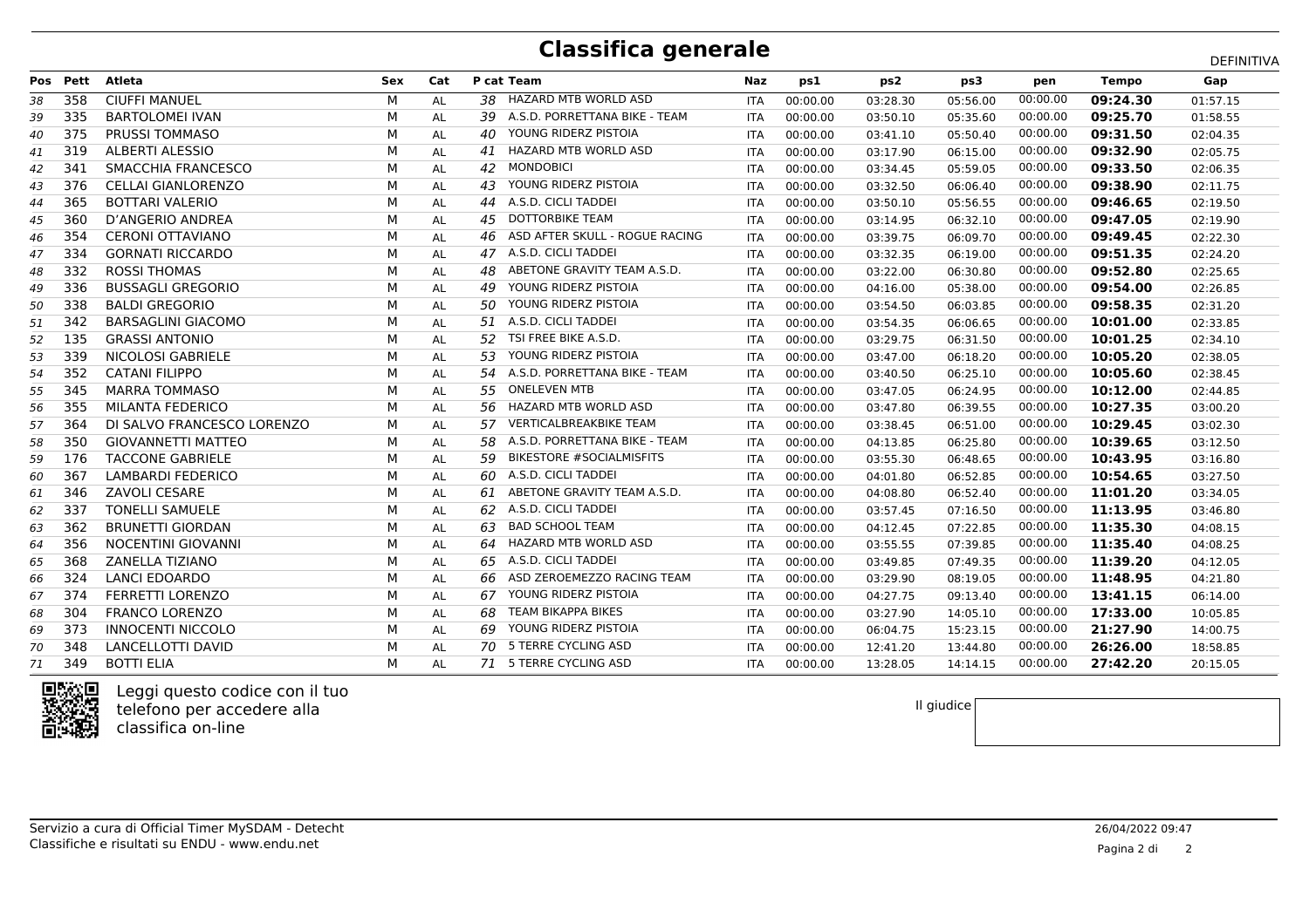# Classifica generale

DEFINITIVA

| Pos | Pett | Atleta | Sex | Cat | P cat | Team | Naz | ps1 | ps2 | ps3 | pen | Tempo | Gap |
|---|---|---|---|---|---|---|---|---|---|---|---|---|---|
| 38 | 358 | CIUFFI MANUEL | M | AL | 38 | HAZARD MTB WORLD ASD | ITA | 00:00.00 | 03:28.30 | 05:56.00 | 00:00.00 | **09:24.30** | 01:57.15 |
| 39 | 335 | BARTOLOMEI IVAN | M | AL | 39 | A.S.D. PORRETTANA BIKE - TEAM | ITA | 00:00.00 | 03:50.10 | 05:35.60 | 00:00.00 | **09:25.70** | 01:58.55 |
| 40 | 375 | PRUSSI TOMMASO | M | AL | 40 | YOUNG RIDERZ PISTOIA | ITA | 00:00.00 | 03:41.10 | 05:50.40 | 00:00.00 | **09:31.50** | 02:04.35 |
| 41 | 319 | ALBERTI ALESSIO | M | AL | 41 | HAZARD MTB WORLD ASD | ITA | 00:00.00 | 03:17.90 | 06:15.00 | 00:00.00 | **09:32.90** | 02:05.75 |
| 42 | 341 | SMACCHIA FRANCESCO | M | AL | 42 | MONDOBICI | ITA | 00:00.00 | 03:34.45 | 05:59.05 | 00:00.00 | **09:33.50** | 02:06.35 |
| 43 | 376 | CELLAI GIANLORENZO | M | AL | 43 | YOUNG RIDERZ PISTOIA | ITA | 00:00.00 | 03:32.50 | 06:06.40 | 00:00.00 | **09:38.90** | 02:11.75 |
| 44 | 365 | BOTTARI VALERIO | M | AL | 44 | A.S.D. CICLI TADDEI | ITA | 00:00.00 | 03:50.10 | 05:56.55 | 00:00.00 | **09:46.65** | 02:19.50 |
| 45 | 360 | D'ANGERIO ANDREA | M | AL | 45 | DOTTORBIKE TEAM | ITA | 00:00.00 | 03:14.95 | 06:32.10 | 00:00.00 | **09:47.05** | 02:19.90 |
| 46 | 354 | CERONI OTTAVIANO | M | AL | 46 | ASD AFTER SKULL - ROGUE RACING | ITA | 00:00.00 | 03:39.75 | 06:09.70 | 00:00.00 | **09:49.45** | 02:22.30 |
| 47 | 334 | GORNATI RICCARDO | M | AL | 47 | A.S.D. CICLI TADDEI | ITA | 00:00.00 | 03:32.35 | 06:19.00 | 00:00.00 | **09:51.35** | 02:24.20 |
| 48 | 332 | ROSSI THOMAS | M | AL | 48 | ABETONE GRAVITY TEAM A.S.D. | ITA | 00:00.00 | 03:22.00 | 06:30.80 | 00:00.00 | **09:52.80** | 02:25.65 |
| 49 | 336 | BUSSAGLI GREGORIO | M | AL | 49 | YOUNG RIDERZ PISTOIA | ITA | 00:00.00 | 04:16.00 | 05:38.00 | 00:00.00 | **09:54.00** | 02:26.85 |
| 50 | 338 | BALDI GREGORIO | M | AL | 50 | YOUNG RIDERZ PISTOIA | ITA | 00:00.00 | 03:54.50 | 06:03.85 | 00:00.00 | **09:58.35** | 02:31.20 |
| 51 | 342 | BARSAGLINI GIACOMO | M | AL | 51 | A.S.D. CICLI TADDEI | ITA | 00:00.00 | 03:54.35 | 06:06.65 | 00:00.00 | **10:01.00** | 02:33.85 |
| 52 | 135 | GRASSI ANTONIO | M | AL | 52 | TSI FREE BIKE A.S.D. | ITA | 00:00.00 | 03:29.75 | 06:31.50 | 00:00.00 | **10:01.25** | 02:34.10 |
| 53 | 339 | NICOLOSI GABRIELE | M | AL | 53 | YOUNG RIDERZ PISTOIA | ITA | 00:00.00 | 03:47.00 | 06:18.20 | 00:00.00 | **10:05.20** | 02:38.05 |
| 54 | 352 | CATANI FILIPPO | M | AL | 54 | A.S.D. PORRETTANA BIKE - TEAM | ITA | 00:00.00 | 03:40.50 | 06:25.10 | 00:00.00 | **10:05.60** | 02:38.45 |
| 55 | 345 | MARRA TOMMASO | M | AL | 55 | ONELEVEN MTB | ITA | 00:00.00 | 03:47.05 | 06:24.95 | 00:00.00 | **10:12.00** | 02:44.85 |
| 56 | 355 | MILANTA FEDERICO | M | AL | 56 | HAZARD MTB WORLD ASD | ITA | 00:00.00 | 03:47.80 | 06:39.55 | 00:00.00 | **10:27.35** | 03:00.20 |
| 57 | 364 | DI SALVO FRANCESCO LORENZO | M | AL | 57 | VERTICALBREAKBIKE TEAM | ITA | 00:00.00 | 03:38.45 | 06:51.00 | 00:00.00 | **10:29.45** | 03:02.30 |
| 58 | 350 | GIOVANNETTI MATTEO | M | AL | 58 | A.S.D. PORRETTANA BIKE - TEAM | ITA | 00:00.00 | 04:13.85 | 06:25.80 | 00:00.00 | **10:39.65** | 03:12.50 |
| 59 | 176 | TACCONE GABRIELE | M | AL | 59 | BIKESTORE #SOCIALMISFITS | ITA | 00:00.00 | 03:55.30 | 06:48.65 | 00:00.00 | **10:43.95** | 03:16.80 |
| 60 | 367 | LAMBARDI FEDERICO | M | AL | 60 | A.S.D. CICLI TADDEI | ITA | 00:00.00 | 04:01.80 | 06:52.85 | 00:00.00 | **10:54.65** | 03:27.50 |
| 61 | 346 | ZAVOLI CESARE | M | AL | 61 | ABETONE GRAVITY TEAM A.S.D. | ITA | 00:00.00 | 04:08.80 | 06:52.40 | 00:00.00 | **11:01.20** | 03:34.05 |
| 62 | 337 | TONELLI SAMUELE | M | AL | 62 | A.S.D. CICLI TADDEI | ITA | 00:00.00 | 03:57.45 | 07:16.50 | 00:00.00 | **11:13.95** | 03:46.80 |
| 63 | 362 | BRUNETTI GIORDAN | M | AL | 63 | BAD SCHOOL TEAM | ITA | 00:00.00 | 04:12.45 | 07:22.85 | 00:00.00 | **11:35.30** | 04:08.15 |
| 64 | 356 | NOCENTINI GIOVANNI | M | AL | 64 | HAZARD MTB WORLD ASD | ITA | 00:00.00 | 03:55.55 | 07:39.85 | 00:00.00 | **11:35.40** | 04:08.25 |
| 65 | 368 | ZANELLA TIZIANO | M | AL | 65 | A.S.D. CICLI TADDEI | ITA | 00:00.00 | 03:49.85 | 07:49.35 | 00:00.00 | **11:39.20** | 04:12.05 |
| 66 | 324 | LANCI EDOARDO | M | AL | 66 | ASD ZEROEMEZZO RACING TEAM | ITA | 00:00.00 | 03:29.90 | 08:19.05 | 00:00.00 | **11:48.95** | 04:21.80 |
| 67 | 374 | FERRETTI LORENZO | M | AL | 67 | YOUNG RIDERZ PISTOIA | ITA | 00:00.00 | 04:27.75 | 09:13.40 | 00:00.00 | **13:41.15** | 06:14.00 |
| 68 | 304 | FRANCO LORENZO | M | AL | 68 | TEAM BIKAPPA BIKES | ITA | 00:00.00 | 03:27.90 | 14:05.10 | 00:00.00 | **17:33.00** | 10:05.85 |
| 69 | 373 | INNOCENTI NICCOLO | M | AL | 69 | YOUNG RIDERZ PISTOIA | ITA | 00:00.00 | 06:04.75 | 15:23.15 | 00:00.00 | **21:27.90** | 14:00.75 |
| 70 | 348 | LANCELLOTTI DAVID | M | AL | 70 | 5 TERRE CYCLING ASD | ITA | 00:00.00 | 12:41.20 | 13:44.80 | 00:00.00 | **26:26.00** | 18:58.85 |
| 71 | 349 | BOTTI ELIA | M | AL | 71 | 5 TERRE CYCLING ASD | ITA | 00:00.00 | 13:28.05 | 14:14.15 | 00:00.00 | **27:42.20** | 20:15.05 |

Leggi questo codice con il tuo telefono per accedere alla classifica on-line

Il giudice

Servizio a cura di Official Timer MySDAM - Detecht
Classifiche e risultati su ENDU - www.endu.net

26/04/2022 09:47